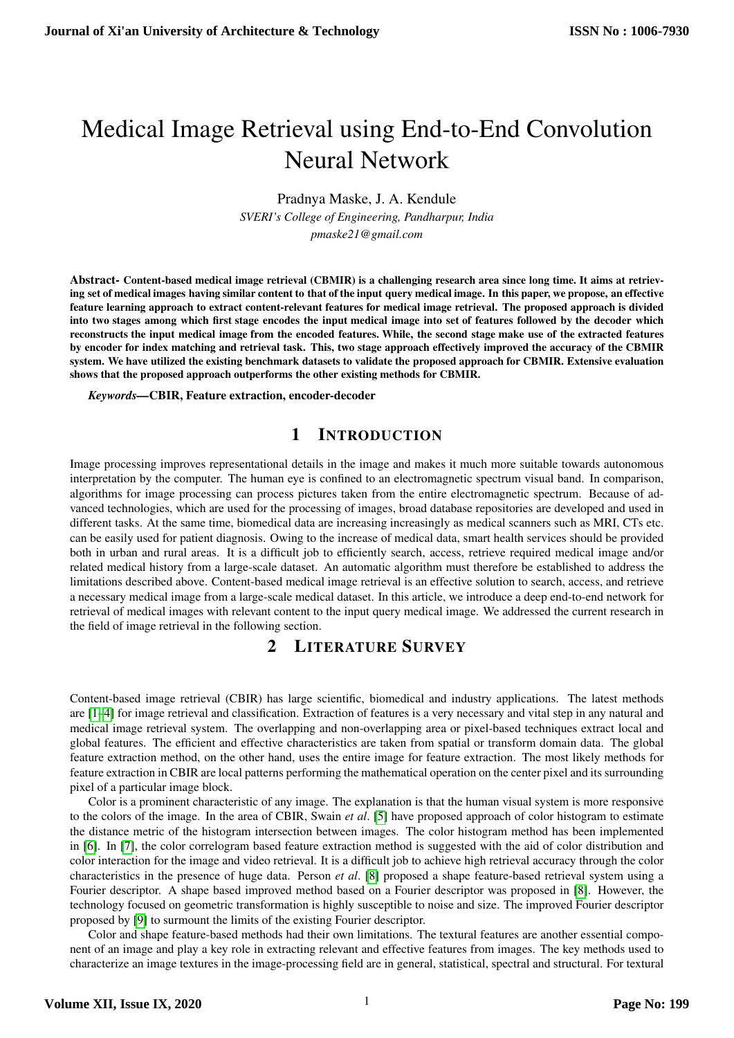# Medical Image Retrieval using End-to-End Convolution Neural Network

Pradnya Maske, J. A. Kendule

*SVERI's College of Engineering, Pandharpur, India*

*pmaske21@gmail.com*

**Abstract- Content-based medical image retrieval (CBMIR) is a challenging research area since long time. It aims at retrieving set of medical images having similar content to that of the input query medical image. In this paper, we propose, an effective feature learning approach to extract content-relevant features for medical image retrieval. The proposed approach is divided into two stages among which first stage encodes the input medical image into set of features followed by the decoder which reconstructs the input medical image from the encoded features. While, the second stage make use of the extracted features by encoder for index matching and retrieval task. This, two stage approach effectively improved the accuracy of the CBMIR system. We have utilized the existing benchmark datasets to validate the proposed approach for CBMIR. Extensive evaluation shows that the proposed approach outperforms the other existing methods for CBMIR.**

***Keywords*—CBIR, Feature extraction, encoder-decoder**

## 1 Introduction

Image processing improves representational details in the image and makes it much more suitable towards autonomous interpretation by the computer. The human eye is confined to an electromagnetic spectrum visual band. In comparison, algorithms for image processing can process pictures taken from the entire electromagnetic spectrum. Because of advanced technologies, which are used for the processing of images, broad database repositories are developed and used in different tasks. At the same time, biomedical data are increasing increasingly as medical scanners such as MRI, CTs etc. can be easily used for patient diagnosis. Owing to the increase of medical data, smart health services should be provided both in urban and rural areas. It is a difficult job to efficiently search, access, retrieve required medical image and/or related medical history from a large-scale dataset. An automatic algorithm must therefore be established to address the limitations described above. Content-based medical image retrieval is an effective solution to search, access, and retrieve a necessary medical image from a large-scale medical dataset. In this article, we introduce a deep end-to-end network for retrieval of medical images with relevant content to the input query medical image. We addressed the current research in the field of image retrieval in the following section.

## 2 Literature Survey

Content-based image retrieval (CBIR) has large scientific, biomedical and industry applications. The latest methods are [1–4] for image retrieval and classification. Extraction of features is a very necessary and vital step in any natural and medical image retrieval system. The overlapping and non-overlapping area or pixel-based techniques extract local and global features. The efficient and effective characteristics are taken from spatial or transform domain data. The global feature extraction method, on the other hand, uses the entire image for feature extraction. The most likely methods for feature extraction in CBIR are local patterns performing the mathematical operation on the center pixel and its surrounding pixel of a particular image block.

Color is a prominent characteristic of any image. The explanation is that the human visual system is more responsive to the colors of the image. In the area of CBIR, Swain *et al*. [5] have proposed approach of color histogram to estimate the distance metric of the histogram intersection between images. The color histogram method has been implemented in [6]. In [7], the color correlogram based feature extraction method is suggested with the aid of color distribution and color interaction for the image and video retrieval. It is a difficult job to achieve high retrieval accuracy through the color characteristics in the presence of huge data. Person *et al*. [8] proposed a shape feature-based retrieval system using a Fourier descriptor. A shape based improved method based on a Fourier descriptor was proposed in [8]. However, the technology focused on geometric transformation is highly susceptible to noise and size. The improved Fourier descriptor proposed by [9] to surmount the limits of the existing Fourier descriptor.

Color and shape feature-based methods had their own limitations. The textural features are another essential component of an image and play a key role in extracting relevant and effective features from images. The key methods used to characterize an image textures in the image-processing field are in general, statistical, spectral and structural. For textural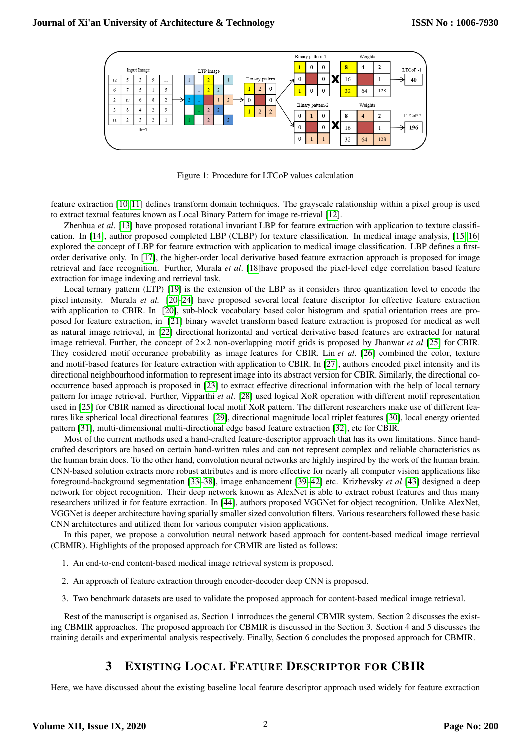Figure 1: Procedure for LTCoP values calculation

feature extraction [10, 11] defines transform domain techniques. The grayscale ralationship within a pixel group is used to extract textual features known as Local Binary Pattern for image re-trieval [12].

Zhenhua *et al*. [13] have proposed rotational invariant LBP for feature extraction with application to texture classification. In [14], author proposed completed LBP (CLBP) for texture classification. In medical image analysis, [15, 16] explored the concept of LBP for feature extraction with application to medical image classification. LBP defines a first-order derivative only. In [17], the higher-order local derivative based feature extraction approach is proposed for image retrieval and face recognition. Further, Murala *et al*. [18]have proposed the pixel-level edge correlation based feature extraction for image indexing and retrieval task.

Local ternary pattern (LTP) [19] is the extension of the LBP as it considers three quantization level to encode the pixel intensity. Murala *et al.* [20–24] have proposed several local feature discriptor for effective feature extraction with application to CBIR. In [20], sub-block vocabulary based color histogram and spatial orientation trees are proposed for feature extraction, in [21] binary wavelet transform based feature extraction is proposed for medical as well as natural image retrieval, in [22] directional horizontal and vertical derivative based features are extracted for natural image retrieval. Further, the concept of $2 \times 2$ non-overlapping motif grids is proposed by Jhanwar *et al* [25] for CBIR. They cosidered motif occurance probability as image features for CBIR. Lin *et al*. [26] combined the color, texture and motif-based features for feature extraction with application to CBIR. In [27], authors encoded pixel intensity and its directional neighbourhood information to represent image into its abstract version for CBIR. Similarly, the directional co-occurrence based approach is proposed in [23] to extract effective directional information with the help of local ternary pattern for image retrieval. Further, Vipparthi *et al*. [28] used logical XoR operation with different motif representation used in [25] for CBIR named as directional local motif XoR pattern. The different researchers make use of different features like spherical local directional features [29], directional magnitude local triplet features [30], local energy oriented pattern [31], multi-dimensional multi-directional edge based feature extraction [32], etc for CBIR.

Most of the current methods used a hand-crafted feature-descriptor approach that has its own limitations. Since hand-crafted descriptors are based on certain hand-written rules and can not represent complex and reliable characteristics as the human brain does. To the other hand, convolution neural networks are highly inspired by the work of the human brain. CNN-based solution extracts more robust attributes and is more effective for nearly all computer vision applications like foreground-background segmentation [33–38], image enhancement [39–42] etc. Krizhevsky *et al* [43] designed a deep network for object recognition. Their deep network known as AlexNet is able to extract robust features and thus many researchers utilized it for feature extraction. In [44], authors proposed VGGNet for object recognition. Unlike AlexNet, VGGNet is deeper architecture having spatially smaller sized convolution filters. Various researchers followed these basic CNN architectures and utilized them for various computer vision applications.

In this paper, we propose a convolution neural network based approach for content-based medical image retrieval (CBMIR). Highlights of the proposed approach for CBMIR are listed as follows:

1. An end-to-end content-based medical image retrieval system is proposed.
2. An approach of feature extraction through encoder-decoder deep CNN is proposed.
3. Two benchmark datasets are used to validate the proposed approach for content-based medical image retrieval.

Rest of the manuscript is organised as, Section 1 introduces the general CBMIR system. Section 2 discusses the existing CBMIR approaches. The proposed approach for CBMIR is discussed in the Section 3. Section 4 and 5 discusses the training details and experimental analysis respectively. Finally, Section 6 concludes the proposed approach for CBMIR.

## 3 Existing Local Feature Descriptor for CBIR

Here, we have discussed about the existing baseline local feature descriptor approach used widely for feature extraction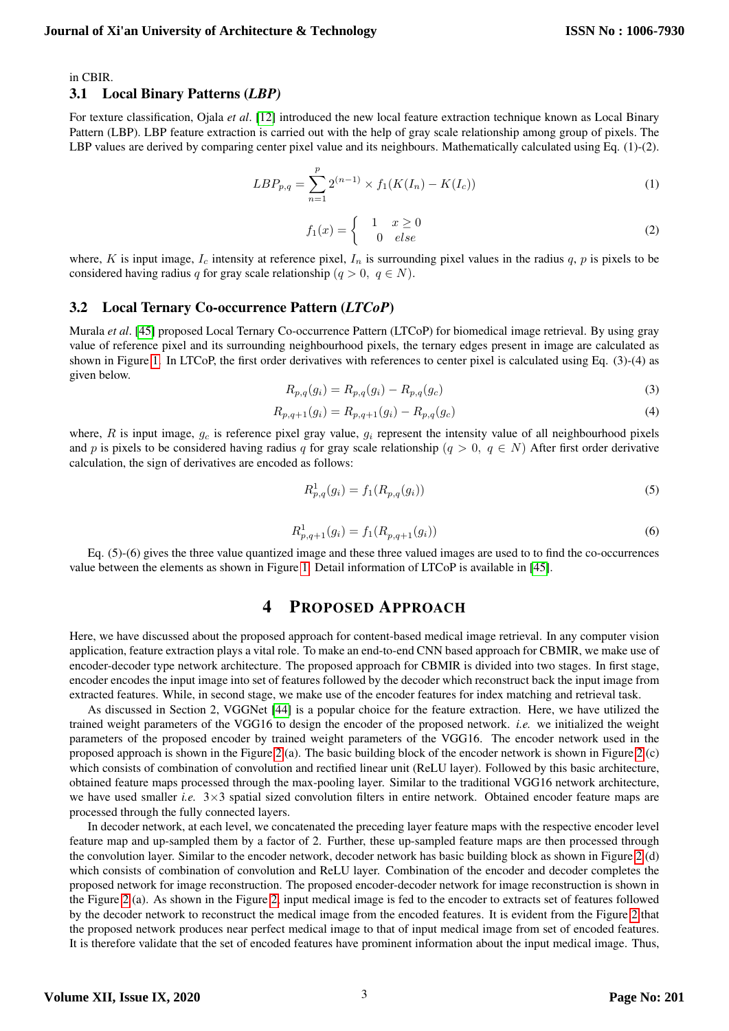in CBIR.

### 3.1 Local Binary Patterns (*LBP*)

For texture classification, Ojala *et al*. [12] introduced the new local feature extraction technique known as Local Binary Pattern (LBP). LBP feature extraction is carried out with the help of gray scale relationship among group of pixels. The LBP values are derived by comparing center pixel value and its neighbours. Mathematically calculated using Eq. (1)-(2).

$$LBP_{p,q} = \sum_{n=1}^{p} 2^{(n-1)} \times f_1(K(I_n) - K(I_c)) \tag{1}$$

$$f_1(x) = \begin{cases} 1 & x \geq 0 \\ 0 & else \end{cases} \tag{2}$$

where, $K$ is input image, $I_c$ intensity at reference pixel, $I_n$ is surrounding pixel values in the radius $q$, $p$ is pixels to be considered having radius $q$ for gray scale relationship ($q > 0,\ q \in N$).

### 3.2 Local Ternary Co-occurrence Pattern (*LTCoP*)

Murala *et al*. [45] proposed Local Ternary Co-occurrence Pattern (LTCoP) for biomedical image retrieval. By using gray value of reference pixel and its surrounding neighbourhood pixels, the ternary edges present in image are calculated as shown in Figure 1. In LTCoP, the first order derivatives with references to center pixel is calculated using Eq. (3)-(4) as given below.

$$R_{p,q}(g_i) = R_{p,q}(g_i) - R_{p,q}(g_c) \tag{3}$$

$$R_{p,q+1}(g_i) = R_{p,q+1}(g_i) - R_{p,q}(g_c) \tag{4}$$

where, $R$ is input image, $g_c$ is reference pixel gray value, $g_i$ represent the intensity value of all neighbourhood pixels and $p$ is pixels to be considered having radius $q$ for gray scale relationship ($q > 0,\ q \in N$) After first order derivative calculation, the sign of derivatives are encoded as follows:

$$R^1_{p,q}(g_i) = f_1(R_{p,q}(g_i)) \tag{5}$$

$$R^1_{p,q+1}(g_i) = f_1(R_{p,q+1}(g_i)) \tag{6}$$

Eq. (5)-(6) gives the three value quantized image and these three valued images are used to to find the co-occurrences value between the elements as shown in Figure 1. Detail information of LTCoP is available in [45].

## 4 Proposed Approach

Here, we have discussed about the proposed approach for content-based medical image retrieval. In any computer vision application, feature extraction plays a vital role. To make an end-to-end CNN based approach for CBMIR, we make use of encoder-decoder type network architecture. The proposed approach for CBMIR is divided into two stages. In first stage, encoder encodes the input image into set of features followed by the decoder which reconstruct back the input image from extracted features. While, in second stage, we make use of the encoder features for index matching and retrieval task.

As discussed in Section 2, VGGNet [44] is a popular choice for the feature extraction. Here, we have utilized the trained weight parameters of the VGG16 to design the encoder of the proposed network. *i.e.* we initialized the weight parameters of the proposed encoder by trained weight parameters of the VGG16. The encoder network used in the proposed approach is shown in the Figure 2(a). The basic building block of the encoder network is shown in Figure 2(c) which consists of combination of convolution and rectified linear unit (ReLU layer). Followed by this basic architecture, obtained feature maps processed through the max-pooling layer. Similar to the traditional VGG16 network architecture, we have used smaller *i.e.* 3×3 spatial sized convolution filters in entire network. Obtained encoder feature maps are processed through the fully connected layers.

In decoder network, at each level, we concatenated the preceding layer feature maps with the respective encoder level feature map and up-sampled them by a factor of 2. Further, these up-sampled feature maps are then processed through the convolution layer. Similar to the encoder network, decoder network has basic building block as shown in Figure 2(d) which consists of combination of convolution and ReLU layer. Combination of the encoder and decoder completes the proposed network for image reconstruction. The proposed encoder-decoder network for image reconstruction is shown in the Figure 2(a). As shown in the Figure 2, input medical image is fed to the encoder to extracts set of features followed by the decoder network to reconstruct the medical image from the encoded features. It is evident from the Figure 2 that the proposed network produces near perfect medical image to that of input medical image from set of encoded features. It is therefore validate that the set of encoded features have prominent information about the input medical image. Thus,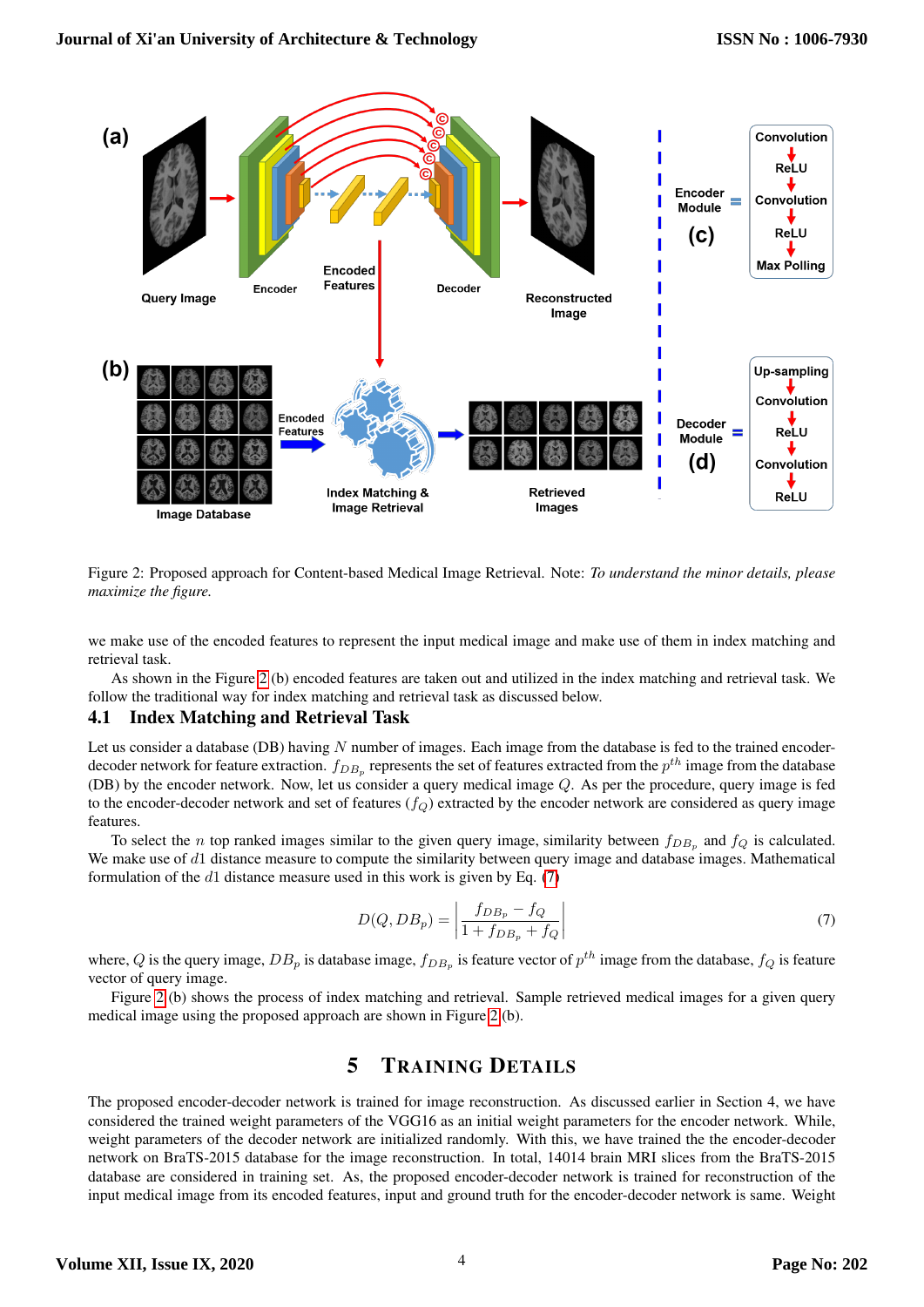Figure 2: Proposed approach for Content-based Medical Image Retrieval. Note: *To understand the minor details, please maximize the figure.*

we make use of the encoded features to represent the input medical image and make use of them in index matching and retrieval task.

As shown in the Figure 2 (b) encoded features are taken out and utilized in the index matching and retrieval task. We follow the traditional way for index matching and retrieval task as discussed below.

## 4.1 Index Matching and Retrieval Task

Let us consider a database (DB) having $N$ number of images. Each image from the database is fed to the trained encoder-decoder network for feature extraction. $f_{DB_p}$ represents the set of features extracted from the $p^{th}$ image from the database (DB) by the encoder network. Now, let us consider a query medical image $Q$. As per the procedure, query image is fed to the encoder-decoder network and set of features ($f_Q$) extracted by the encoder network are considered as query image features.

To select the $n$ top ranked images similar to the given query image, similarity between $f_{DB_p}$ and $f_Q$ is calculated. We make use of $d1$ distance measure to compute the similarity between query image and database images. Mathematical formulation of the $d1$ distance measure used in this work is given by Eq. (7)

$$D(Q, DB_p) = \left| \frac{f_{DB_p} - f_Q}{1 + f_{DB_p} + f_Q} \right| \tag{7}$$

where, $Q$ is the query image, $DB_p$ is database image, $f_{DB_p}$ is feature vector of $p^{th}$ image from the database, $f_Q$ is feature vector of query image.

Figure 2 (b) shows the process of index matching and retrieval. Sample retrieved medical images for a given query medical image using the proposed approach are shown in Figure 2 (b).

# 5 Training Details

The proposed encoder-decoder network is trained for image reconstruction. As discussed earlier in Section 4, we have considered the trained weight parameters of the VGG16 as an initial weight parameters for the encoder network. While, weight parameters of the decoder network are initialized randomly. With this, we have trained the the encoder-decoder network on BraTS-2015 database for the image reconstruction. In total, 14014 brain MRI slices from the BraTS-2015 database are considered in training set. As, the proposed encoder-decoder network is trained for reconstruction of the input medical image from its encoded features, input and ground truth for the encoder-decoder network is same. Weight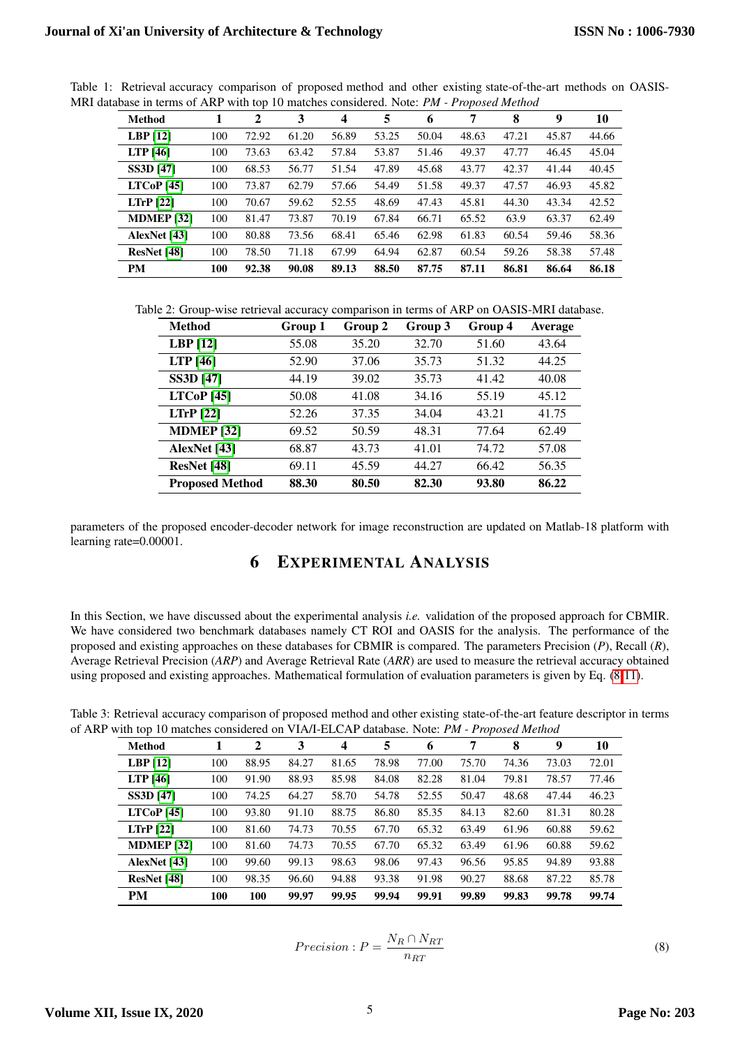Table 1: Retrieval accuracy comparison of proposed method and other existing state-of-the-art methods on OASIS-MRI database in terms of ARP with top 10 matches considered. Note: *PM - Proposed Method*

| **Method** | **1** | **2** | **3** | **4** | **5** | **6** | **7** | **8** | **9** | **10** |
|---|---|---|---|---|---|---|---|---|---|---|
| **LBP** [12] | 100 | 72.92 | 61.20 | 56.89 | 53.25 | 50.04 | 48.63 | 47.21 | 45.87 | 44.66 |
| **LTP** [46] | 100 | 73.63 | 63.42 | 57.84 | 53.87 | 51.46 | 49.37 | 47.77 | 46.45 | 45.04 |
| **SS3D** [47] | 100 | 68.53 | 56.77 | 51.54 | 47.89 | 45.68 | 43.77 | 42.37 | 41.44 | 40.45 |
| **LTCoP** [45] | 100 | 73.87 | 62.79 | 57.66 | 54.49 | 51.58 | 49.37 | 47.57 | 46.93 | 45.82 |
| **LTrP** [22] | 100 | 70.67 | 59.62 | 52.55 | 48.69 | 47.43 | 45.81 | 44.30 | 43.34 | 42.52 |
| **MDMEP** [32] | 100 | 81.47 | 73.87 | 70.19 | 67.84 | 66.71 | 65.52 | 63.9 | 63.37 | 62.49 |
| **AlexNet** [43] | 100 | 80.88 | 73.56 | 68.41 | 65.46 | 62.98 | 61.83 | 60.54 | 59.46 | 58.36 |
| **ResNet** [48] | 100 | 78.50 | 71.18 | 67.99 | 64.94 | 62.87 | 60.54 | 59.26 | 58.38 | 57.48 |
| **PM** | **100** | **92.38** | **90.08** | **89.13** | **88.50** | **87.75** | **87.11** | **86.81** | **86.64** | **86.18** |

Table 2: Group-wise retrieval accuracy comparison in terms of ARP on OASIS-MRI database.

| **Method** | **Group 1** | **Group 2** | **Group 3** | **Group 4** | **Average** |
|---|---|---|---|---|---|
| **LBP** [12] | 55.08 | 35.20 | 32.70 | 51.60 | 43.64 |
| **LTP** [46] | 52.90 | 37.06 | 35.73 | 51.32 | 44.25 |
| **SS3D** [47] | 44.19 | 39.02 | 35.73 | 41.42 | 40.08 |
| **LTCoP** [45] | 50.08 | 41.08 | 34.16 | 55.19 | 45.12 |
| **LTrP** [22] | 52.26 | 37.35 | 34.04 | 43.21 | 41.75 |
| **MDMEP** [32] | 69.52 | 50.59 | 48.31 | 77.64 | 62.49 |
| **AlexNet** [43] | 68.87 | 43.73 | 41.01 | 74.72 | 57.08 |
| **ResNet** [48] | 69.11 | 45.59 | 44.27 | 66.42 | 56.35 |
| **Proposed Method** | **88.30** | **80.50** | **82.30** | **93.80** | **86.22** |

parameters of the proposed encoder-decoder network for image reconstruction are updated on Matlab-18 platform with learning rate=0.00001.

# 6 Experimental Analysis

In this Section, we have discussed about the experimental analysis *i.e.* validation of the proposed approach for CBMIR. We have considered two benchmark databases namely CT ROI and OASIS for the analysis. The performance of the proposed and existing approaches on these databases for CBMIR is compared. The parameters Precision (*P*), Recall (*R*), Average Retrieval Precision (*ARP*) and Average Retrieval Rate (*ARR*) are used to measure the retrieval accuracy obtained using proposed and existing approaches. Mathematical formulation of evaluation parameters is given by Eq. (8-11).

Table 3: Retrieval accuracy comparison of proposed method and other existing state-of-the-art feature descriptor in terms of ARP with top 10 matches considered on VIA/I-ELCAP database. Note: *PM - Proposed Method*

| **Method** | **1** | **2** | **3** | **4** | **5** | **6** | **7** | **8** | **9** | **10** |
|---|---|---|---|---|---|---|---|---|---|---|
| **LBP** [12] | 100 | 88.95 | 84.27 | 81.65 | 78.98 | 77.00 | 75.70 | 74.36 | 73.03 | 72.01 |
| **LTP** [46] | 100 | 91.90 | 88.93 | 85.98 | 84.08 | 82.28 | 81.04 | 79.81 | 78.57 | 77.46 |
| **SS3D** [47] | 100 | 74.25 | 64.27 | 58.70 | 54.78 | 52.55 | 50.47 | 48.68 | 47.44 | 46.23 |
| **LTCoP** [45] | 100 | 93.80 | 91.10 | 88.75 | 86.80 | 85.35 | 84.13 | 82.60 | 81.31 | 80.28 |
| **LTrP** [22] | 100 | 81.60 | 74.73 | 70.55 | 67.70 | 65.32 | 63.49 | 61.96 | 60.88 | 59.62 |
| **MDMEP** [32] | 100 | 81.60 | 74.73 | 70.55 | 67.70 | 65.32 | 63.49 | 61.96 | 60.88 | 59.62 |
| **AlexNet** [43] | 100 | 99.60 | 99.13 | 98.63 | 98.06 | 97.43 | 96.56 | 95.85 | 94.89 | 93.88 |
| **ResNet** [48] | 100 | 98.35 | 96.60 | 94.88 | 93.38 | 91.98 | 90.27 | 88.68 | 87.22 | 85.78 |
| **PM** | **100** | **100** | **99.97** | **99.95** | **99.94** | **99.91** | **99.89** | **99.83** | **99.78** | **99.74** |

$$Precision : P = \frac{N_R \cap N_{RT}}{n_{RT}} \tag{8}$$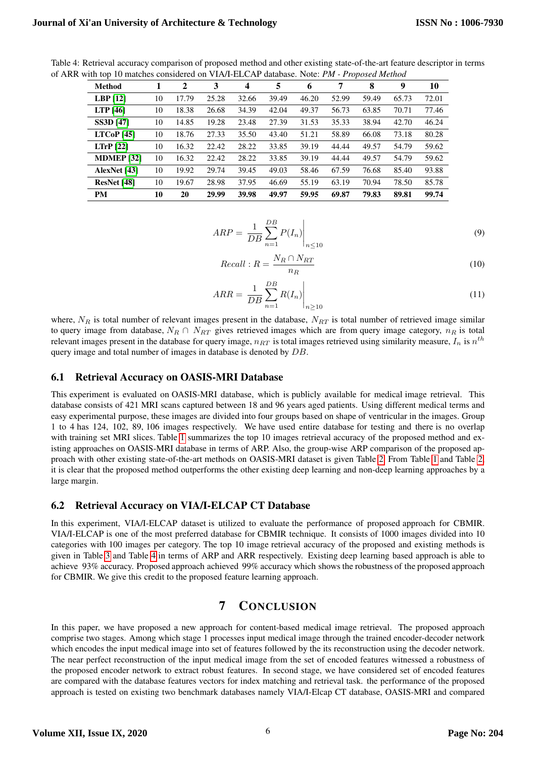Table 4: Retrieval accuracy comparison of proposed method and other existing state-of-the-art feature descriptor in terms of ARR with top 10 matches considered on VIA/I-ELCAP database. Note: *PM - Proposed Method*

| Method | 1 | 2 | 3 | 4 | 5 | 6 | 7 | 8 | 9 | 10 |
|---|---|---|---|---|---|---|---|---|---|---|
| **LBP** [12] | 10 | 17.79 | 25.28 | 32.66 | 39.49 | 46.20 | 52.99 | 59.49 | 65.73 | 72.01 |
| **LTP** [46] | 10 | 18.38 | 26.68 | 34.39 | 42.04 | 49.37 | 56.73 | 63.85 | 70.71 | 77.46 |
| **SS3D** [47] | 10 | 14.85 | 19.28 | 23.48 | 27.39 | 31.53 | 35.33 | 38.94 | 42.70 | 46.24 |
| **LTCoP** [45] | 10 | 18.76 | 27.33 | 35.50 | 43.40 | 51.21 | 58.89 | 66.08 | 73.18 | 80.28 |
| **LTrP** [22] | 10 | 16.32 | 22.42 | 28.22 | 33.85 | 39.19 | 44.44 | 49.57 | 54.79 | 59.62 |
| **MDMEP** [32] | 10 | 16.32 | 22.42 | 28.22 | 33.85 | 39.19 | 44.44 | 49.57 | 54.79 | 59.62 |
| **AlexNet** [43] | 10 | 19.92 | 29.74 | 39.45 | 49.03 | 58.46 | 67.59 | 76.68 | 85.40 | 93.88 |
| **ResNet** [48] | 10 | 19.67 | 28.98 | 37.95 | 46.69 | 55.19 | 63.19 | 70.94 | 78.50 | 85.78 |
| **PM** | **10** | **20** | **29.99** | **39.98** | **49.97** | **59.95** | **69.87** | **79.83** | **89.81** | **99.74** |

$$ARP = \frac{1}{DB}\sum_{n=1}^{DB} P(I_n)\Big|_{n\leq 10} \tag{9}$$

$$Recall: R = \frac{N_R \cap N_{RT}}{n_R} \tag{10}$$

$$ARR = \frac{1}{DB}\sum_{n=1}^{DB} R(I_n)\Big|_{n\geq 10} \tag{11}$$

where, $N_R$ is total number of relevant images present in the database, $N_{RT}$ is total number of retrieved image similar to query image from database, $N_R \cap N_{RT}$ gives retrieved images which are from query image category, $n_R$ is total relevant images present in the database for query image, $n_{RT}$ is total images retrieved using similarity measure, $I_n$ is $n^{th}$ query image and total number of images in database is denoted by $DB$.

## 6.1 Retrieval Accuracy on OASIS-MRI Database

This experiment is evaluated on OASIS-MRI database, which is publicly available for medical image retrieval. This database consists of 421 MRI scans captured between 18 and 96 years aged patients. Using different medical terms and easy experimental purpose, these images are divided into four groups based on shape of ventricular in the images. Group 1 to 4 has 124, 102, 89, 106 images respectively. We have used entire database for testing and there is no overlap with training set MRI slices. Table 1 summarizes the top 10 images retrieval accuracy of the proposed method and existing approaches on OASIS-MRI database in terms of ARP. Also, the group-wise ARP comparison of the proposed approach with other existing state-of-the-art methods on OASIS-MRI dataset is given Table 2. From Table 1 and Table 2, it is clear that the proposed method outperforms the other existing deep learning and non-deep learning approaches by a large margin.

## 6.2 Retrieval Accuracy on VIA/I-ELCAP CT Database

In this experiment, VIA/I-ELCAP dataset is utilized to evaluate the performance of proposed approach for CBMIR. VIA/I-ELCAP is one of the most preferred database for CBMIR technique. It consists of 1000 images divided into 10 categories with 100 images per category. The top 10 image retrieval accuracy of the proposed and existing methods is given in Table 3 and Table 4 in terms of ARP and ARR respectively. Existing deep learning based approach is able to achieve 93% accuracy. Proposed approach achieved 99% accuracy which shows the robustness of the proposed approach for CBMIR. We give this credit to the proposed feature learning approach.

# 7 Conclusion

In this paper, we have proposed a new approach for content-based medical image retrieval. The proposed approach comprise two stages. Among which stage 1 processes input medical image through the trained encoder-decoder network which encodes the input medical image into set of features followed by the its reconstruction using the decoder network. The near perfect reconstruction of the input medical image from the set of encoded features witnessed a robustness of the proposed encoder network to extract robust features. In second stage, we have considered set of encoded features are compared with the database features vectors for index matching and retrieval task. the performance of the proposed approach is tested on existing two benchmark databases namely VIA/I-Elcap CT database, OASIS-MRI and compared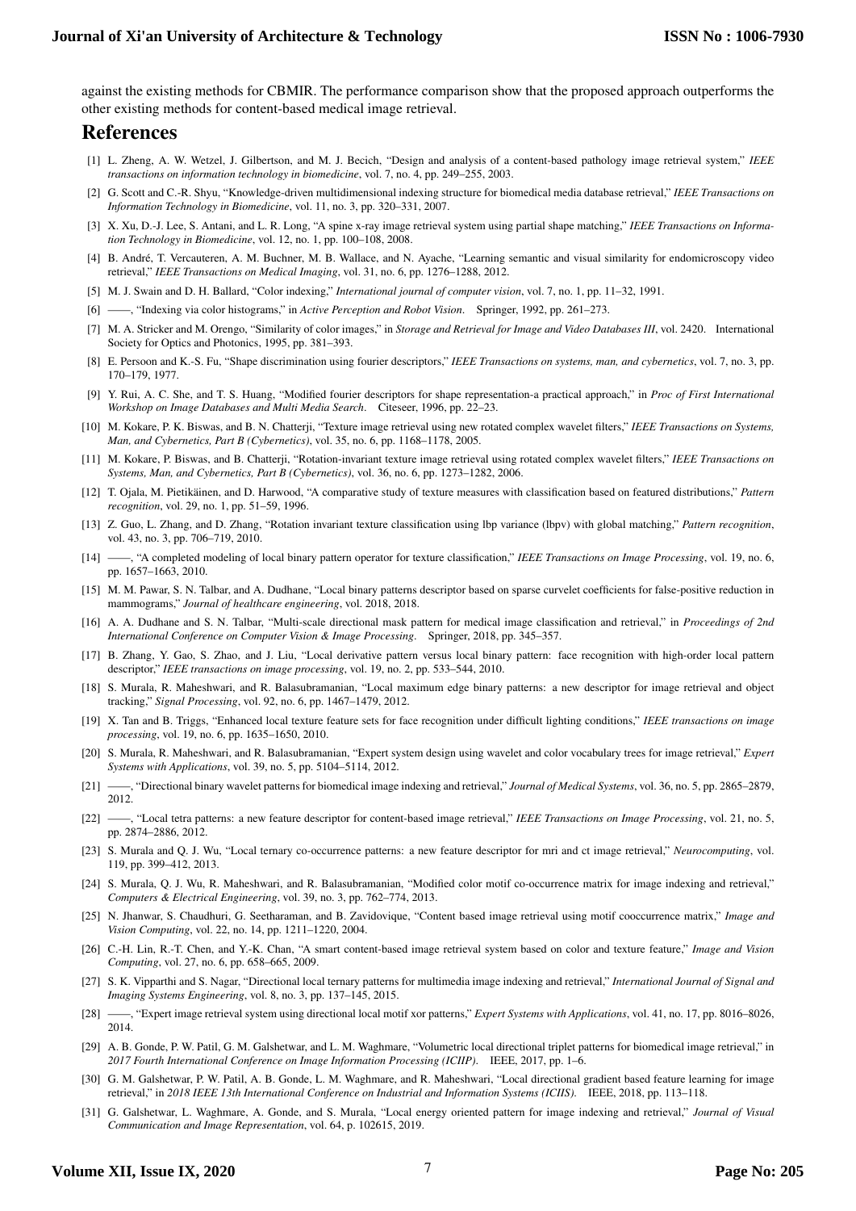against the existing methods for CBMIR. The performance comparison show that the proposed approach outperforms the other existing methods for content-based medical image retrieval.

# References

[1] L. Zheng, A. W. Wetzel, J. Gilbertson, and M. J. Becich, "Design and analysis of a content-based pathology image retrieval system," *IEEE transactions on information technology in biomedicine*, vol. 7, no. 4, pp. 249–255, 2003.

[2] G. Scott and C.-R. Shyu, "Knowledge-driven multidimensional indexing structure for biomedical media database retrieval," *IEEE Transactions on Information Technology in Biomedicine*, vol. 11, no. 3, pp. 320–331, 2007.

[3] X. Xu, D.-J. Lee, S. Antani, and L. R. Long, "A spine x-ray image retrieval system using partial shape matching," *IEEE Transactions on Information Technology in Biomedicine*, vol. 12, no. 1, pp. 100–108, 2008.

[4] B. André, T. Vercauteren, A. M. Buchner, M. B. Wallace, and N. Ayache, "Learning semantic and visual similarity for endomicroscopy video retrieval," *IEEE Transactions on Medical Imaging*, vol. 31, no. 6, pp. 1276–1288, 2012.

[5] M. J. Swain and D. H. Ballard, "Color indexing," *International journal of computer vision*, vol. 7, no. 1, pp. 11–32, 1991.

[6] ——, "Indexing via color histograms," in *Active Perception and Robot Vision*. Springer, 1992, pp. 261–273.

[7] M. A. Stricker and M. Orengo, "Similarity of color images," in *Storage and Retrieval for Image and Video Databases III*, vol. 2420. International Society for Optics and Photonics, 1995, pp. 381–393.

[8] E. Persoon and K.-S. Fu, "Shape discrimination using fourier descriptors," *IEEE Transactions on systems, man, and cybernetics*, vol. 7, no. 3, pp. 170–179, 1977.

[9] Y. Rui, A. C. She, and T. S. Huang, "Modified fourier descriptors for shape representation-a practical approach," in *Proc of First International Workshop on Image Databases and Multi Media Search*. Citeseer, 1996, pp. 22–23.

[10] M. Kokare, P. K. Biswas, and B. N. Chatterji, "Texture image retrieval using new rotated complex wavelet filters," *IEEE Transactions on Systems, Man, and Cybernetics, Part B (Cybernetics)*, vol. 35, no. 6, pp. 1168–1178, 2005.

[11] M. Kokare, P. Biswas, and B. Chatterji, "Rotation-invariant texture image retrieval using rotated complex wavelet filters," *IEEE Transactions on Systems, Man, and Cybernetics, Part B (Cybernetics)*, vol. 36, no. 6, pp. 1273–1282, 2006.

[12] T. Ojala, M. Pietikäinen, and D. Harwood, "A comparative study of texture measures with classification based on featured distributions," *Pattern recognition*, vol. 29, no. 1, pp. 51–59, 1996.

[13] Z. Guo, L. Zhang, and D. Zhang, "Rotation invariant texture classification using lbp variance (lbpv) with global matching," *Pattern recognition*, vol. 43, no. 3, pp. 706–719, 2010.

[14] ——, "A completed modeling of local binary pattern operator for texture classification," *IEEE Transactions on Image Processing*, vol. 19, no. 6, pp. 1657–1663, 2010.

[15] M. M. Pawar, S. N. Talbar, and A. Dudhane, "Local binary patterns descriptor based on sparse curvelet coefficients for false-positive reduction in mammograms," *Journal of healthcare engineering*, vol. 2018, 2018.

[16] A. A. Dudhane and S. N. Talbar, "Multi-scale directional mask pattern for medical image classification and retrieval," in *Proceedings of 2nd International Conference on Computer Vision & Image Processing*. Springer, 2018, pp. 345–357.

[17] B. Zhang, Y. Gao, S. Zhao, and J. Liu, "Local derivative pattern versus local binary pattern: face recognition with high-order local pattern descriptor," *IEEE transactions on image processing*, vol. 19, no. 2, pp. 533–544, 2010.

[18] S. Murala, R. Maheshwari, and R. Balasubramanian, "Local maximum edge binary patterns: a new descriptor for image retrieval and object tracking," *Signal Processing*, vol. 92, no. 6, pp. 1467–1479, 2012.

[19] X. Tan and B. Triggs, "Enhanced local texture feature sets for face recognition under difficult lighting conditions," *IEEE transactions on image processing*, vol. 19, no. 6, pp. 1635–1650, 2010.

[20] S. Murala, R. Maheshwari, and R. Balasubramanian, "Expert system design using wavelet and color vocabulary trees for image retrieval," *Expert Systems with Applications*, vol. 39, no. 5, pp. 5104–5114, 2012.

[21] ——, "Directional binary wavelet patterns for biomedical image indexing and retrieval," *Journal of Medical Systems*, vol. 36, no. 5, pp. 2865–2879, 2012.

[22] ——, "Local tetra patterns: a new feature descriptor for content-based image retrieval," *IEEE Transactions on Image Processing*, vol. 21, no. 5, pp. 2874–2886, 2012.

[23] S. Murala and Q. J. Wu, "Local ternary co-occurrence patterns: a new feature descriptor for mri and ct image retrieval," *Neurocomputing*, vol. 119, pp. 399–412, 2013.

[24] S. Murala, Q. J. Wu, R. Maheshwari, and R. Balasubramanian, "Modified color motif co-occurrence matrix for image indexing and retrieval," *Computers & Electrical Engineering*, vol. 39, no. 3, pp. 762–774, 2013.

[25] N. Jhanwar, S. Chaudhuri, G. Seetharaman, and B. Zavidovique, "Content based image retrieval using motif cooccurrence matrix," *Image and Vision Computing*, vol. 22, no. 14, pp. 1211–1220, 2004.

[26] C.-H. Lin, R.-T. Chen, and Y.-K. Chan, "A smart content-based image retrieval system based on color and texture feature," *Image and Vision Computing*, vol. 27, no. 6, pp. 658–665, 2009.

[27] S. K. Vipparthi and S. Nagar, "Directional local ternary patterns for multimedia image indexing and retrieval," *International Journal of Signal and Imaging Systems Engineering*, vol. 8, no. 3, pp. 137–145, 2015.

[28] ——, "Expert image retrieval system using directional local motif xor patterns," *Expert Systems with Applications*, vol. 41, no. 17, pp. 8016–8026, 2014.

[29] A. B. Gonde, P. W. Patil, G. M. Galshetwar, and L. M. Waghmare, "Volumetric local directional triplet patterns for biomedical image retrieval," in *2017 Fourth International Conference on Image Information Processing (ICIIP)*. IEEE, 2017, pp. 1–6.

[30] G. M. Galshetwar, P. W. Patil, A. B. Gonde, L. M. Waghmare, and R. Maheshwari, "Local directional gradient based feature learning for image retrieval," in *2018 IEEE 13th International Conference on Industrial and Information Systems (ICIIS)*. IEEE, 2018, pp. 113–118.

[31] G. Galshetwar, L. Waghmare, A. Gonde, and S. Murala, "Local energy oriented pattern for image indexing and retrieval," *Journal of Visual Communication and Image Representation*, vol. 64, p. 102615, 2019.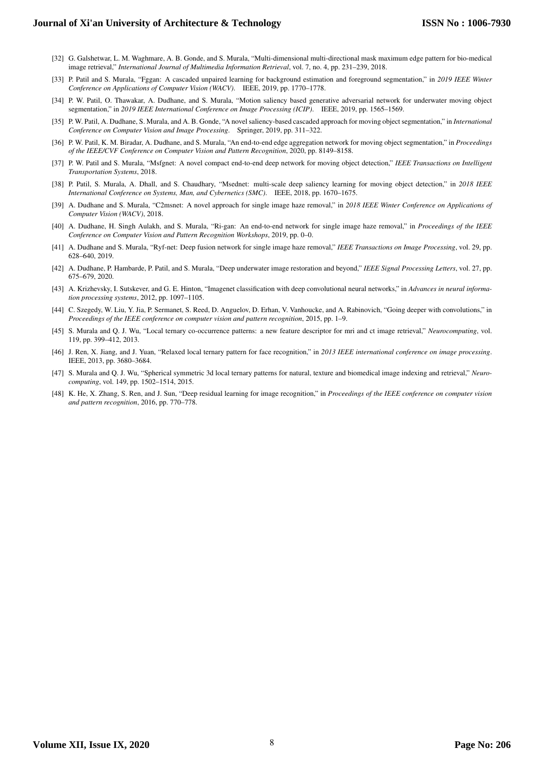[32] G. Galshetwar, L. M. Waghmare, A. B. Gonde, and S. Murala, "Multi-dimensional multi-directional mask maximum edge pattern for bio-medical image retrieval," *International Journal of Multimedia Information Retrieval*, vol. 7, no. 4, pp. 231–239, 2018.

[33] P. Patil and S. Murala, "Fggan: A cascaded unpaired learning for background estimation and foreground segmentation," in *2019 IEEE Winter Conference on Applications of Computer Vision (WACV)*. IEEE, 2019, pp. 1770–1778.

[34] P. W. Patil, O. Thawakar, A. Dudhane, and S. Murala, "Motion saliency based generative adversarial network for underwater moving object segmentation," in *2019 IEEE International Conference on Image Processing (ICIP)*. IEEE, 2019, pp. 1565–1569.

[35] P. W. Patil, A. Dudhane, S. Murala, and A. B. Gonde, "A novel saliency-based cascaded approach for moving object segmentation," in *International Conference on Computer Vision and Image Processing*. Springer, 2019, pp. 311–322.

[36] P. W. Patil, K. M. Biradar, A. Dudhane, and S. Murala, "An end-to-end edge aggregation network for moving object segmentation," in *Proceedings of the IEEE/CVF Conference on Computer Vision and Pattern Recognition*, 2020, pp. 8149–8158.

[37] P. W. Patil and S. Murala, "Msfgnet: A novel compact end-to-end deep network for moving object detection," *IEEE Transactions on Intelligent Transportation Systems*, 2018.

[38] P. Patil, S. Murala, A. Dhall, and S. Chaudhary, "Msednet: multi-scale deep saliency learning for moving object detection," in *2018 IEEE International Conference on Systems, Man, and Cybernetics (SMC)*. IEEE, 2018, pp. 1670–1675.

[39] A. Dudhane and S. Murala, "C2msnet: A novel approach for single image haze removal," in *2018 IEEE Winter Conference on Applications of Computer Vision (WACV)*, 2018.

[40] A. Dudhane, H. Singh Aulakh, and S. Murala, "Ri-gan: An end-to-end network for single image haze removal," in *Proceedings of the IEEE Conference on Computer Vision and Pattern Recognition Workshops*, 2019, pp. 0–0.

[41] A. Dudhane and S. Murala, "Ryf-net: Deep fusion network for single image haze removal," *IEEE Transactions on Image Processing*, vol. 29, pp. 628–640, 2019.

[42] A. Dudhane, P. Hambarde, P. Patil, and S. Murala, "Deep underwater image restoration and beyond," *IEEE Signal Processing Letters*, vol. 27, pp. 675–679, 2020.

[43] A. Krizhevsky, I. Sutskever, and G. E. Hinton, "Imagenet classification with deep convolutional neural networks," in *Advances in neural information processing systems*, 2012, pp. 1097–1105.

[44] C. Szegedy, W. Liu, Y. Jia, P. Sermanet, S. Reed, D. Anguelov, D. Erhan, V. Vanhoucke, and A. Rabinovich, "Going deeper with convolutions," in *Proceedings of the IEEE conference on computer vision and pattern recognition*, 2015, pp. 1–9.

[45] S. Murala and Q. J. Wu, "Local ternary co-occurrence patterns: a new feature descriptor for mri and ct image retrieval," *Neurocomputing*, vol. 119, pp. 399–412, 2013.

[46] J. Ren, X. Jiang, and J. Yuan, "Relaxed local ternary pattern for face recognition," in *2013 IEEE international conference on image processing*. IEEE, 2013, pp. 3680–3684.

[47] S. Murala and Q. J. Wu, "Spherical symmetric 3d local ternary patterns for natural, texture and biomedical image indexing and retrieval," *Neurocomputing*, vol. 149, pp. 1502–1514, 2015.

[48] K. He, X. Zhang, S. Ren, and J. Sun, "Deep residual learning for image recognition," in *Proceedings of the IEEE conference on computer vision and pattern recognition*, 2016, pp. 770–778.